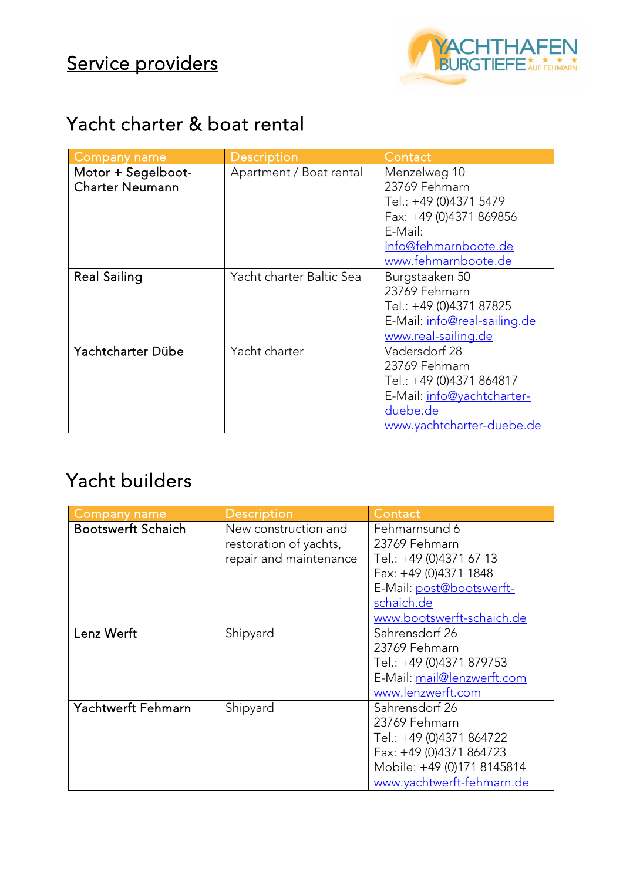# Service providers

## Yacht charter & boat rental

| Company name | Description | Contact |
|---|---|---|
| Motor + Segelboot-Charter Neumann | Apartment / Boat rental | Menzelweg 10<br>23769 Fehmarn<br>Tel.: +49 (0)4371 5479<br>Fax: +49 (0)4371 869856<br>E-Mail:<br>info@fehmarnboote.de<br>www.fehmarnboote.de |
| Real Sailing | Yacht charter Baltic Sea | Burgstaaken 50<br>23769 Fehmarn<br>Tel.: +49 (0)4371 87825<br>E-Mail: info@real-sailing.de<br>www.real-sailing.de |
| Yachtcharter Dübe | Yacht charter | Vadersdorf 28<br>23769 Fehmarn<br>Tel.: +49 (0)4371 864817<br>E-Mail: info@yachtcharter-duebe.de<br>www.yachtcharter-duebe.de |

## Yacht builders

| Company name | Description | Contact |
|---|---|---|
| Bootswerft Schaich | New construction and restoration of yachts, repair and maintenance | Fehmarnsund 6<br>23769 Fehmarn<br>Tel.: +49 (0)4371 67 13<br>Fax: +49 (0)4371 1848<br>E-Mail: post@bootswerft-schaich.de<br>www.bootswerft-schaich.de |
| Lenz Werft | Shipyard | Sahrensdorf 26<br>23769 Fehmarn<br>Tel.: +49 (0)4371 879753<br>E-Mail: mail@lenzwerft.com<br>www.lenzwerft.com |
| Yachtwerft Fehmarn | Shipyard | Sahrensdorf 26<br>23769 Fehmarn<br>Tel.: +49 (0)4371 864722<br>Fax: +49 (0)4371 864723<br>Mobile: +49 (0)171 8145814<br>www.yachtwerft-fehmarn.de |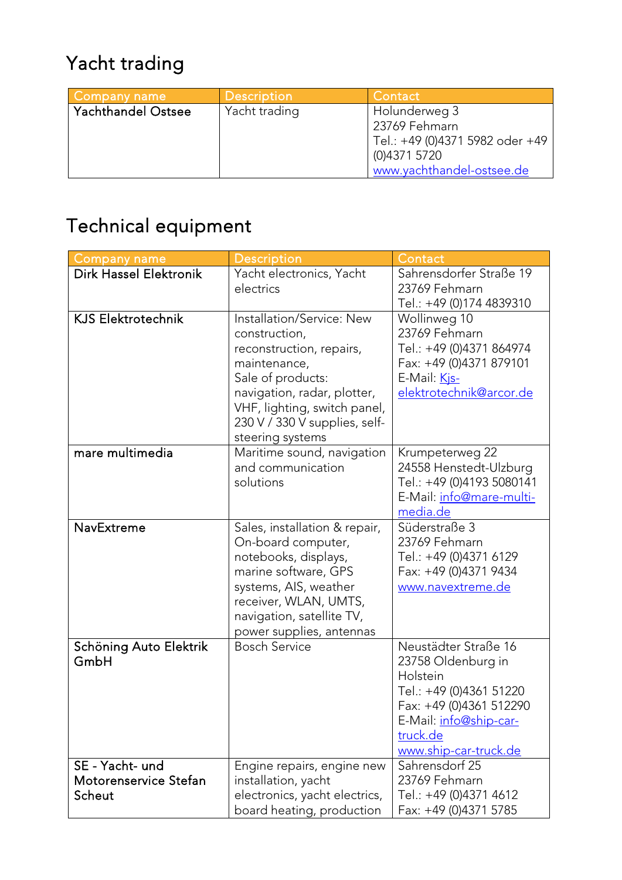# Yacht trading

| Company name | Description | Contact |
|---|---|---|
| **Yachthandel Ostsee** | Yacht trading | Holunderweg 3<br>23769 Fehmarn<br>Tel.: +49 (0)4371 5982 oder +49 (0)4371 5720<br>www.yachthandel-ostsee.de |

# Technical equipment

| Company name | Description | Contact |
|---|---|---|
| **Dirk Hassel Elektronik** | Yacht electronics, Yacht electrics | Sahrensdorfer Straße 19<br>23769 Fehmarn<br>Tel.: +49 (0)174 4839310 |
| **KJS Elektrotechnik** | Installation/Service: New construction, reconstruction, repairs, maintenance,<br>Sale of products: navigation, radar, plotter, VHF, lighting, switch panel, 230 V / 330 V supplies, self-steering systems | Wollinweg 10<br>23769 Fehmarn<br>Tel.: +49 (0)4371 864974<br>Fax: +49 (0)4371 879101<br>E-Mail: Kjs-elektrotechnik@arcor.de |
| **mare multimedia** | Maritime sound, navigation and communication solutions | Krumpeterweg 22<br>24558 Henstedt-Ulzburg<br>Tel.: +49 (0)4193 5080141<br>E-Mail: info@mare-multi-media.de |
| **NavExtreme** | Sales, installation & repair, On-board computer, notebooks, displays, marine software, GPS systems, AIS, weather receiver, WLAN, UMTS, navigation, satellite TV, power supplies, antennas | Süderstraße 3<br>23769 Fehmarn<br>Tel.: +49 (0)4371 6129<br>Fax: +49 (0)4371 9434<br>www.navextreme.de |
| **Schöning Auto Elektrik GmbH** | Bosch Service | Neustädter Straße 16<br>23758 Oldenburg in Holstein<br>Tel.: +49 (0)4361 51220<br>Fax: +49 (0)4361 512290<br>E-Mail: info@ship-car-truck.de<br>www.ship-car-truck.de |
| **SE - Yacht- und Motorenservice Stefan Scheut** | Engine repairs, engine new installation, yacht electronics, yacht electrics, board heating, production | Sahrensdorf 25<br>23769 Fehmarn<br>Tel.: +49 (0)4371 4612<br>Fax: +49 (0)4371 5785 |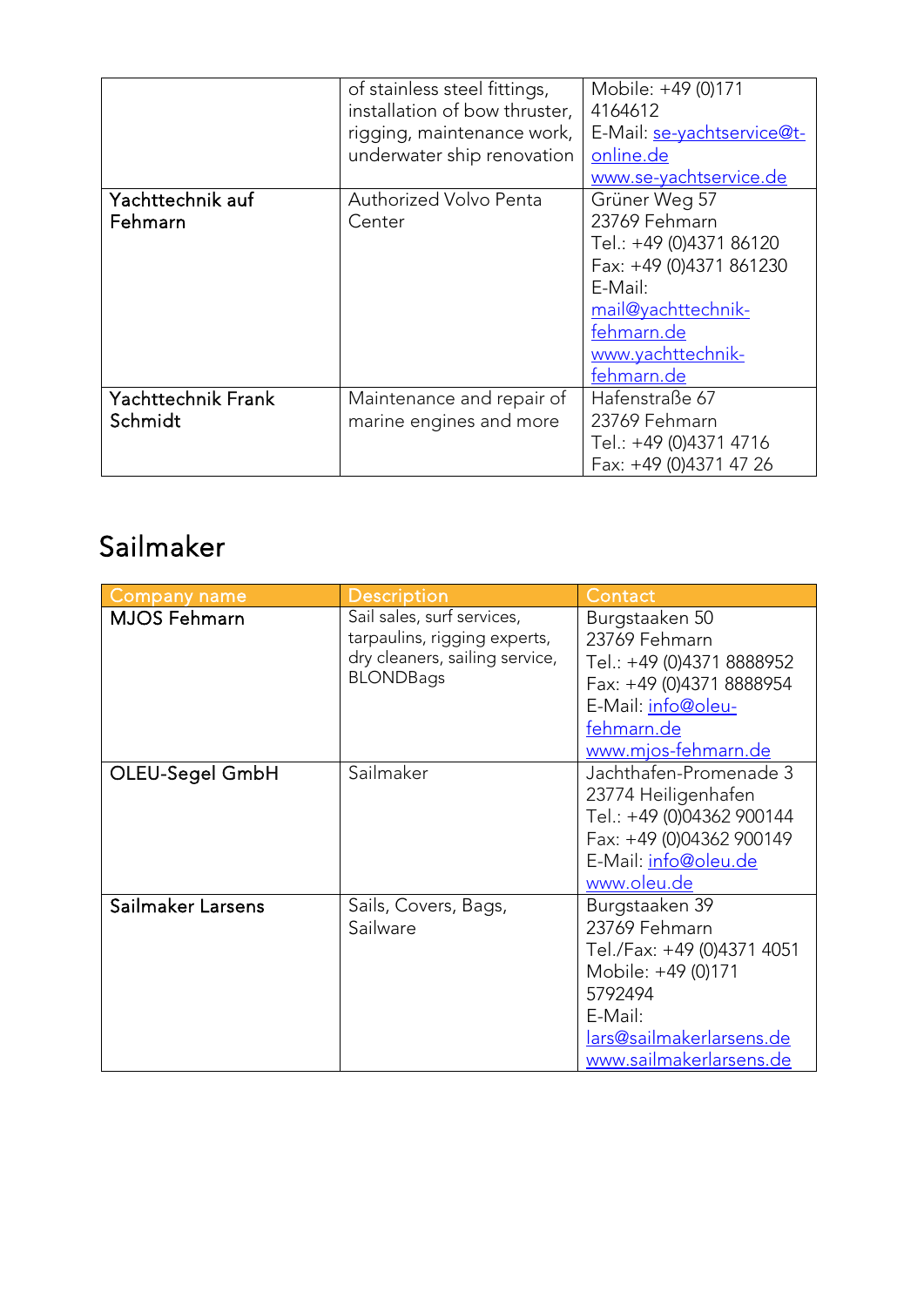| | | |
|---|---|---|
| | of stainless steel fittings, installation of bow thruster, rigging, maintenance work, underwater ship renovation | Mobile: +49 (0)171 4164612<br>E-Mail: se-yachtservice@t-online.de<br>www.se-yachtservice.de |
| Yachttechnik auf Fehmarn | Authorized Volvo Penta Center | Grüner Weg 57<br>23769 Fehmarn<br>Tel.: +49 (0)4371 86120<br>Fax: +49 (0)4371 861230<br>E-Mail: mail@yachttechnik-fehmarn.de<br>www.yachttechnik-fehmarn.de |
| Yachttechnik Frank Schmidt | Maintenance and repair of marine engines and more | Hafenstraße 67<br>23769 Fehmarn<br>Tel.: +49 (0)4371 4716<br>Fax: +49 (0)4371 47 26 |

## Sailmaker

| Company name | Description | Contact |
|---|---|---|
| MJOS Fehmarn | Sail sales, surf services, tarpaulins, rigging experts, dry cleaners, sailing service, BLONDBags | Burgstaaken 50<br>23769 Fehmarn<br>Tel.: +49 (0)4371 8888952<br>Fax: +49 (0)4371 8888954<br>E-Mail: info@oleu-fehmarn.de<br>www.mjos-fehmarn.de |
| OLEU-Segel GmbH | Sailmaker | Jachthafen-Promenade 3<br>23774 Heiligenhafen<br>Tel.: +49 (0)04362 900144<br>Fax: +49 (0)04362 900149<br>E-Mail: info@oleu.de<br>www.oleu.de |
| Sailmaker Larsens | Sails, Covers, Bags, Sailware | Burgstaaken 39<br>23769 Fehmarn<br>Tel./Fax: +49 (0)4371 4051<br>Mobile: +49 (0)171 5792494<br>E-Mail: lars@sailmakerlarsens.de<br>www.sailmakerlarsens.de |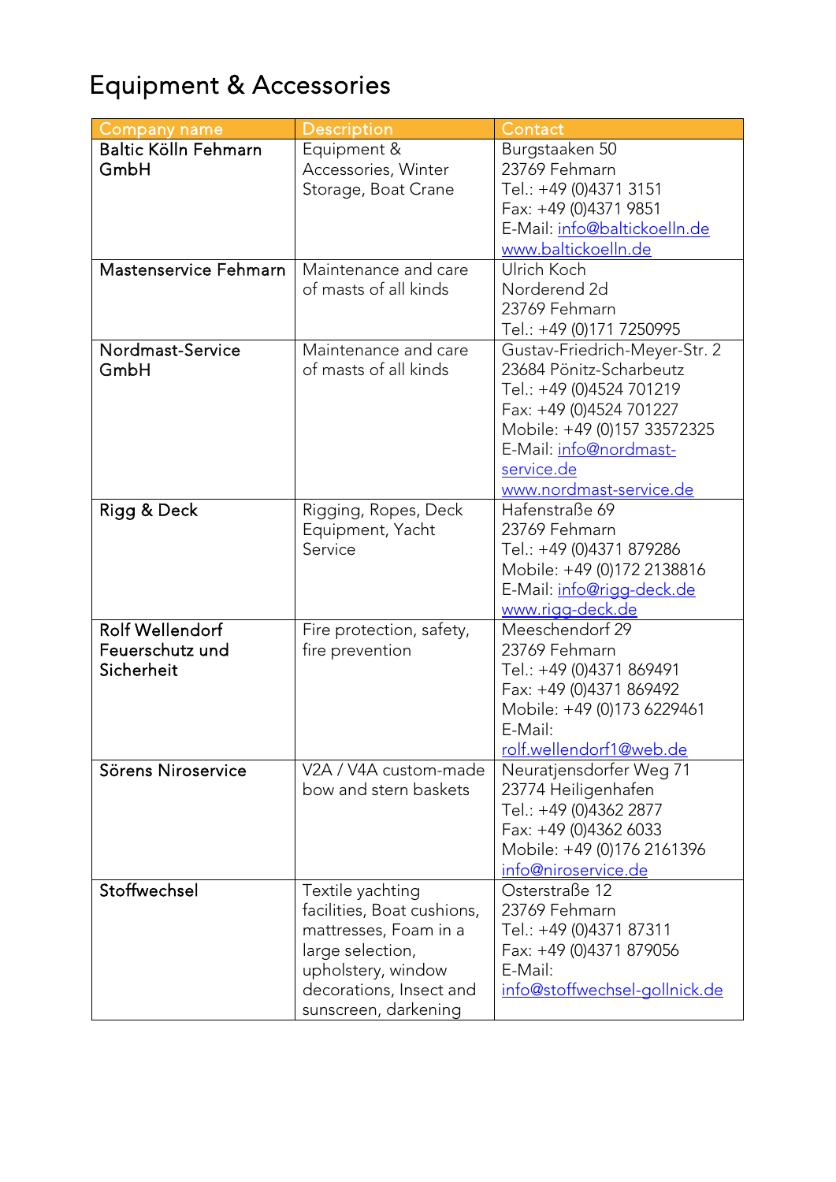# Equipment & Accessories

| Company name | Description | Contact |
|---|---|---|
| Baltic Kölln Fehmarn GmbH | Equipment & Accessories, Winter Storage, Boat Crane | Burgstaaken 50<br>23769 Fehmarn<br>Tel.: +49 (0)4371 3151<br>Fax: +49 (0)4371 9851<br>E-Mail: info@baltickoelln.de<br>www.baltickoelln.de |
| Mastenservice Fehmarn | Maintenance and care of masts of all kinds | Ulrich Koch<br>Norderend 2d<br>23769 Fehmarn<br>Tel.: +49 (0)171 7250995 |
| Nordmast-Service GmbH | Maintenance and care of masts of all kinds | Gustav-Friedrich-Meyer-Str. 2<br>23684 Pönitz-Scharbeutz<br>Tel.: +49 (0)4524 701219<br>Fax: +49 (0)4524 701227<br>Mobile: +49 (0)157 33572325<br>E-Mail: info@nordmast-service.de<br>www.nordmast-service.de |
| Rigg & Deck | Rigging, Ropes, Deck Equipment, Yacht Service | Hafenstraße 69<br>23769 Fehmarn<br>Tel.: +49 (0)4371 879286<br>Mobile: +49 (0)172 2138816<br>E-Mail: info@rigg-deck.de<br>www.rigg-deck.de |
| Rolf Wellendorf Feuerschutz und Sicherheit | Fire protection, safety, fire prevention | Meeschendorf 29<br>23769 Fehmarn<br>Tel.: +49 (0)4371 869491<br>Fax: +49 (0)4371 869492<br>Mobile: +49 (0)173 6229461<br>E-Mail:<br>rolf.wellendorf1@web.de |
| Sörens Niroservice | V2A / V4A custom-made bow and stern baskets | Neuratjensdorfer Weg 71<br>23774 Heiligenhafen<br>Tel.: +49 (0)4362 2877<br>Fax: +49 (0)4362 6033<br>Mobile: +49 (0)176 2161396<br>info@niroservice.de |
| Stoffwechsel | Textile yachting facilities, Boat cushions, mattresses, Foam in a large selection, upholstery, window decorations, Insect and sunscreen, darkening | Osterstraße 12<br>23769 Fehmarn<br>Tel.: +49 (0)4371 87311<br>Fax: +49 (0)4371 879056<br>E-Mail:<br>info@stoffwechsel-gollnick.de |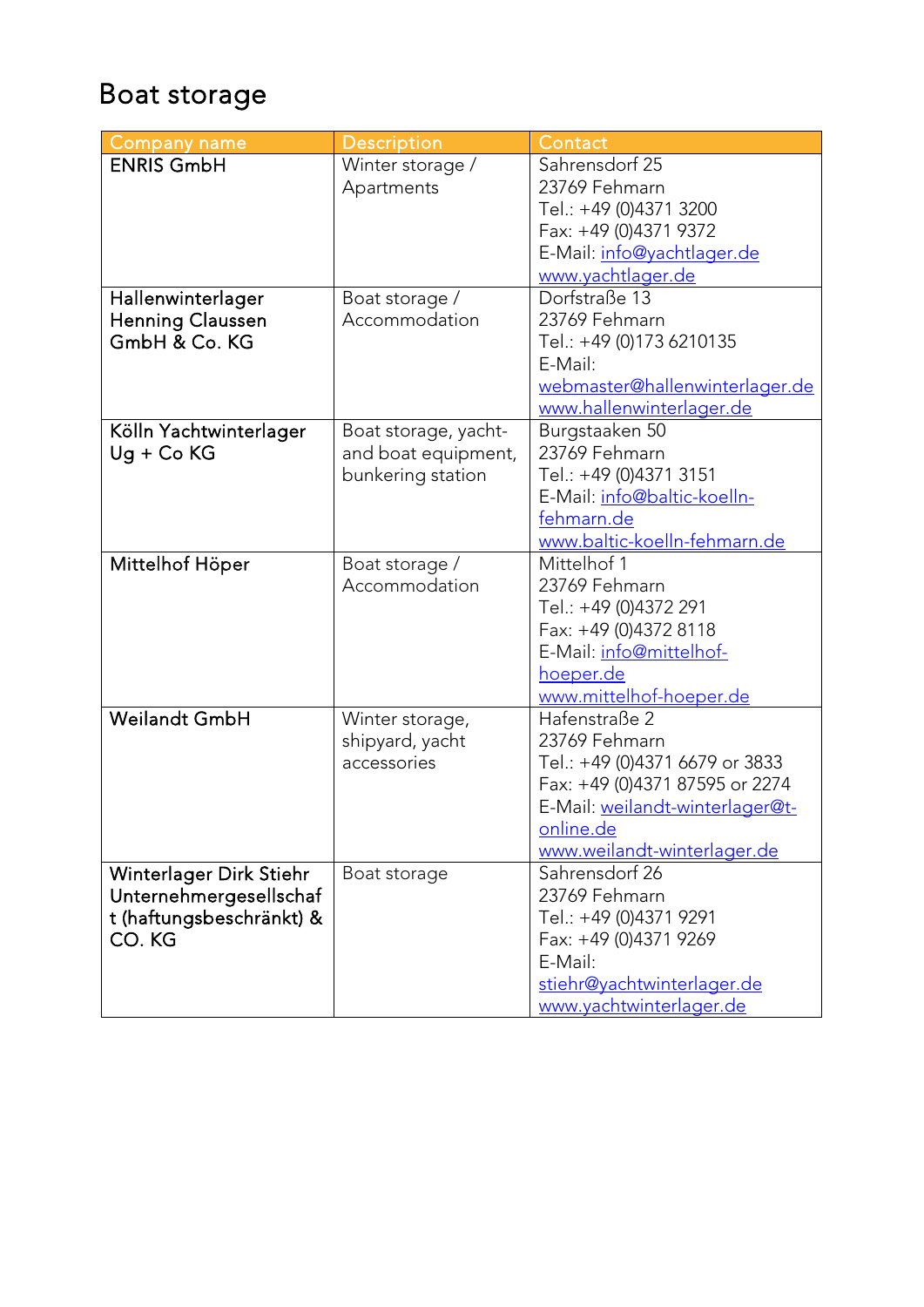# Boat storage

| Company name | Description | Contact |
| --- | --- | --- |
| ENRIS GmbH | Winter storage / Apartments | Sahrensdorf 25<br>23769 Fehmarn<br>Tel.: +49 (0)4371 3200<br>Fax: +49 (0)4371 9372<br>E-Mail: info@yachtlager.de<br>www.yachtlager.de |
| Hallenwinterlager Henning Claussen GmbH & Co. KG | Boat storage / Accommodation | Dorfstraße 13<br>23769 Fehmarn<br>Tel.: +49 (0)173 6210135<br>E-Mail: webmaster@hallenwinterlager.de<br>www.hallenwinterlager.de |
| Kölln Yachtwinterlager Ug + Co KG | Boat storage, yacht- and boat equipment, bunkering station | Burgstaaken 50<br>23769 Fehmarn<br>Tel.: +49 (0)4371 3151<br>E-Mail: info@baltic-koelln-fehmarn.de<br>www.baltic-koelln-fehmarn.de |
| Mittelhof Höper | Boat storage / Accommodation | Mittelhof 1<br>23769 Fehmarn<br>Tel.: +49 (0)4372 291<br>Fax: +49 (0)4372 8118<br>E-Mail: info@mittelhof-hoeper.de<br>www.mittelhof-hoeper.de |
| Weilandt GmbH | Winter storage, shipyard, yacht accessories | Hafenstraße 2<br>23769 Fehmarn<br>Tel.: +49 (0)4371 6679 or 3833<br>Fax: +49 (0)4371 87595 or 2274<br>E-Mail: weilandt-winterlager@t-online.de<br>www.weilandt-winterlager.de |
| Winterlager Dirk Stiehr Unternehmergesellschaft (haftungsbeschränkt) & CO. KG | Boat storage | Sahrensdorf 26<br>23769 Fehmarn<br>Tel.: +49 (0)4371 9291<br>Fax: +49 (0)4371 9269<br>E-Mail: stiehr@yachtwinterlager.de<br>www.yachtwinterlager.de |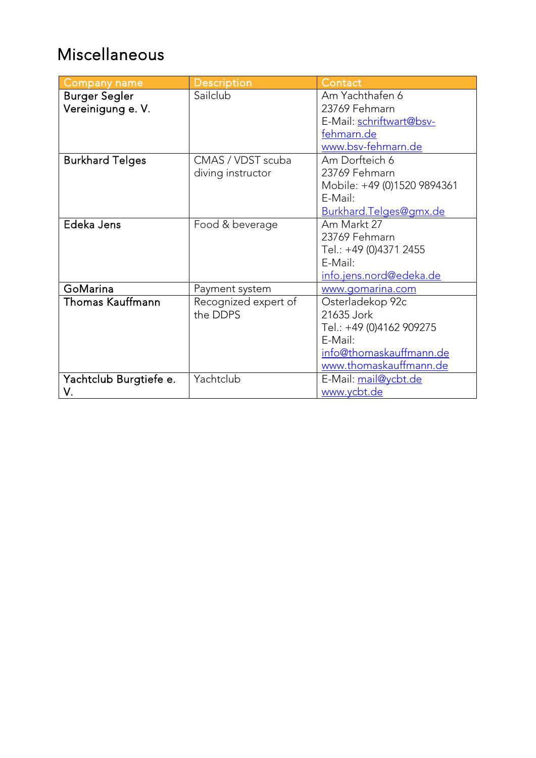# Miscellaneous

| Company name | Description | Contact |
|---|---|---|
| Burger Segler Vereinigung e. V. | Sailclub | Am Yachthafen 6<br>23769 Fehmarn<br>E-Mail: schriftwart@bsv-fehmarn.de<br>www.bsv-fehmarn.de |
| Burkhard Telges | CMAS / VDST scuba diving instructor | Am Dorfteich 6<br>23769 Fehmarn<br>Mobile: +49 (0)1520 9894361<br>E-Mail: Burkhard.Telges@gmx.de |
| Edeka Jens | Food & beverage | Am Markt 27<br>23769 Fehmarn<br>Tel.: +49 (0)4371 2455<br>E-Mail: info.jens.nord@edeka.de |
| GoMarina | Payment system | www.gomarina.com |
| Thomas Kauffmann | Recognized expert of the DDPS | Osterladekop 92c<br>21635 Jork<br>Tel.: +49 (0)4162 909275<br>E-Mail: info@thomaskauffmann.de<br>www.thomaskauffmann.de |
| Yachtclub Burgtiefe e. V. | Yachtclub | E-Mail: mail@ycbt.de<br>www.ycbt.de |